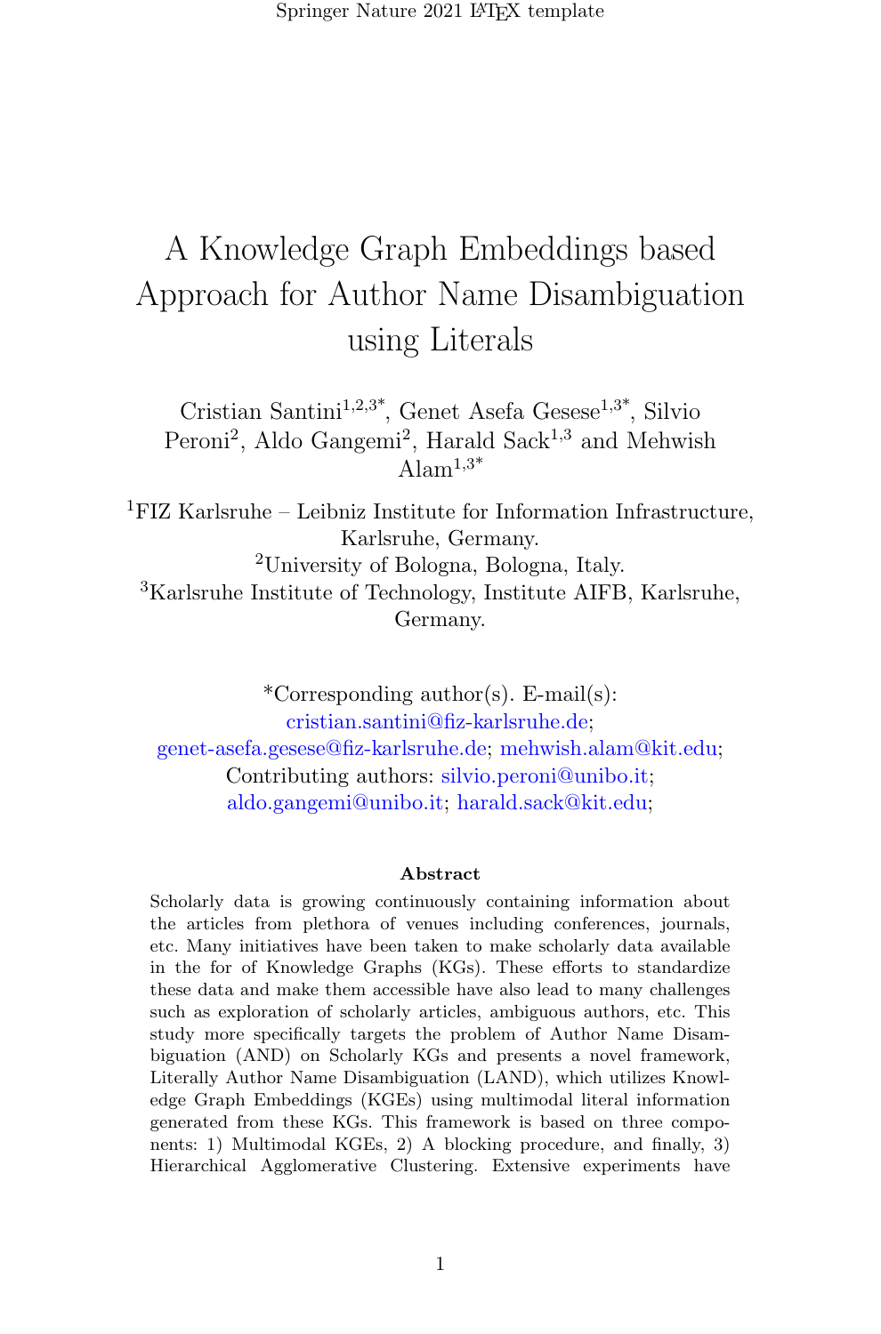# A Knowledge Graph Embeddings based Approach for Author Name Disambiguation using Literals

Cristian Santini[1,2,3*], Genet Asefa Gesese[1,3*], Silvio Peroni[2], Aldo Gangemi[2], Harald Sack[1,3] and Mehwish Alam[1,3*]

[1]FIZ Karlsruhe – Leibniz Institute for Information Infrastructure, Karlsruhe, Germany.
[2]University of Bologna, Bologna, Italy.
[3]Karlsruhe Institute of Technology, Institute AIFB, Karlsruhe, Germany.

*Corresponding author(s). E-mail(s): cristian.santini@fiz-karlsruhe.de; genet-asefa.gesese@fiz-karlsruhe.de; mehwish.alam@kit.edu;
Contributing authors: silvio.peroni@unibo.it; aldo.gangemi@unibo.it; harald.sack@kit.edu;

## Abstract

Scholarly data is growing continuously containing information about the articles from plethora of venues including conferences, journals, etc. Many initiatives have been taken to make scholarly data available in the for of Knowledge Graphs (KGs). These efforts to standardize these data and make them accessible have also lead to many challenges such as exploration of scholarly articles, ambiguous authors, etc. This study more specifically targets the problem of Author Name Disambiguation (AND) on Scholarly KGs and presents a novel framework, Literally Author Name Disambiguation (LAND), which utilizes Knowledge Graph Embeddings (KGEs) using multimodal literal information generated from these KGs. This framework is based on three components: 1) Multimodal KGEs, 2) A blocking procedure, and finally, 3) Hierarchical Agglomerative Clustering. Extensive experiments have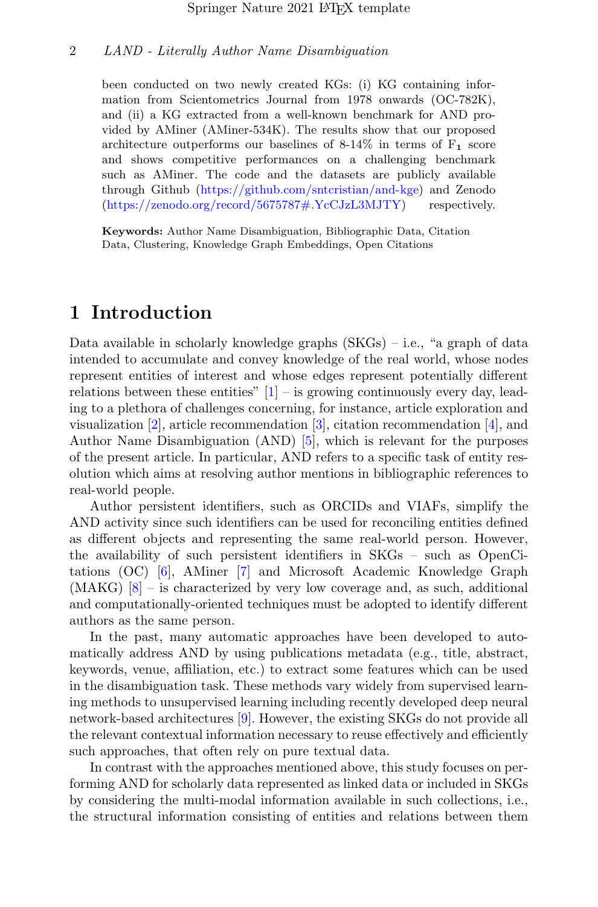been conducted on two newly created KGs: (i) KG containing information from Scientometrics Journal from 1978 onwards (OC-782K), and (ii) a KG extracted from a well-known benchmark for AND provided by AMiner (AMiner-534K). The results show that our proposed architecture outperforms our baselines of 8-14% in terms of $\mathbf{F_1}$ score and shows competitive performances on a challenging benchmark such as AMiner. The code and the datasets are publicly available through Github (https://github.com/sntcristian/and-kge) and Zenodo (https://zenodo.org/record/5675787#.YcCJzL3MJTY) respectively.

**Keywords:** Author Name Disambiguation, Bibliographic Data, Citation Data, Clustering, Knowledge Graph Embeddings, Open Citations

# 1 Introduction

Data available in scholarly knowledge graphs (SKGs) – i.e., "a graph of data intended to accumulate and convey knowledge of the real world, whose nodes represent entities of interest and whose edges represent potentially different relations between these entities" [1] – is growing continuously every day, leading to a plethora of challenges concerning, for instance, article exploration and visualization [2], article recommendation [3], citation recommendation [4], and Author Name Disambiguation (AND) [5], which is relevant for the purposes of the present article. In particular, AND refers to a specific task of entity resolution which aims at resolving author mentions in bibliographic references to real-world people.

Author persistent identifiers, such as ORCIDs and VIAFs, simplify the AND activity since such identifiers can be used for reconciling entities defined as different objects and representing the same real-world person. However, the availability of such persistent identifiers in SKGs – such as OpenCitations (OC) [6], AMiner [7] and Microsoft Academic Knowledge Graph (MAKG) [8] – is characterized by very low coverage and, as such, additional and computationally-oriented techniques must be adopted to identify different authors as the same person.

In the past, many automatic approaches have been developed to automatically address AND by using publications metadata (e.g., title, abstract, keywords, venue, affiliation, etc.) to extract some features which can be used in the disambiguation task. These methods vary widely from supervised learning methods to unsupervised learning including recently developed deep neural network-based architectures [9]. However, the existing SKGs do not provide all the relevant contextual information necessary to reuse effectively and efficiently such approaches, that often rely on pure textual data.

In contrast with the approaches mentioned above, this study focuses on performing AND for scholarly data represented as linked data or included in SKGs by considering the multi-modal information available in such collections, i.e., the structural information consisting of entities and relations between them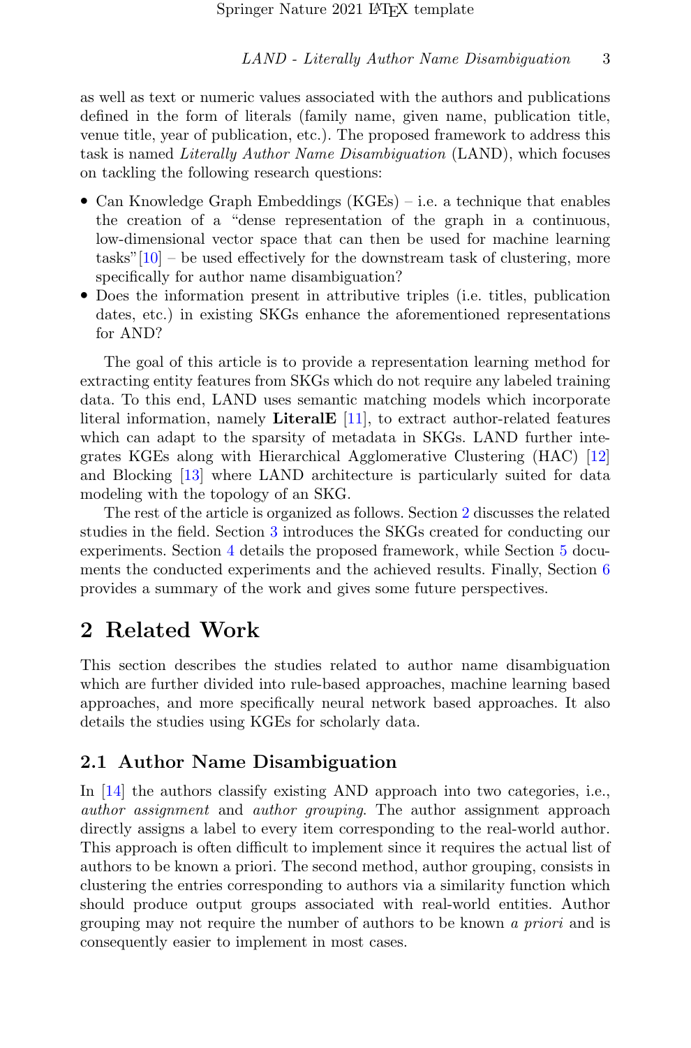as well as text or numeric values associated with the authors and publications defined in the form of literals (family name, given name, publication title, venue title, year of publication, etc.). The proposed framework to address this task is named *Literally Author Name Disambiguation* (LAND), which focuses on tackling the following research questions:

- Can Knowledge Graph Embeddings (KGEs) – i.e. a technique that enables the creation of a "dense representation of the graph in a continuous, low-dimensional vector space that can then be used for machine learning tasks"[10] – be used effectively for the downstream task of clustering, more specifically for author name disambiguation?
- Does the information present in attributive triples (i.e. titles, publication dates, etc.) in existing SKGs enhance the aforementioned representations for AND?

The goal of this article is to provide a representation learning method for extracting entity features from SKGs which do not require any labeled training data. To this end, LAND uses semantic matching models which incorporate literal information, namely **LiteralE** [11], to extract author-related features which can adapt to the sparsity of metadata in SKGs. LAND further integrates KGEs along with Hierarchical Agglomerative Clustering (HAC) [12] and Blocking [13] where LAND architecture is particularly suited for data modeling with the topology of an SKG.

The rest of the article is organized as follows. Section 2 discusses the related studies in the field. Section 3 introduces the SKGs created for conducting our experiments. Section 4 details the proposed framework, while Section 5 documents the conducted experiments and the achieved results. Finally, Section 6 provides a summary of the work and gives some future perspectives.

## 2 Related Work

This section describes the studies related to author name disambiguation which are further divided into rule-based approaches, machine learning based approaches, and more specifically neural network based approaches. It also details the studies using KGEs for scholarly data.

### 2.1 Author Name Disambiguation

In [14] the authors classify existing AND approach into two categories, i.e., *author assignment* and *author grouping*. The author assignment approach directly assigns a label to every item corresponding to the real-world author. This approach is often difficult to implement since it requires the actual list of authors to be known a priori. The second method, author grouping, consists in clustering the entries corresponding to authors via a similarity function which should produce output groups associated with real-world entities. Author grouping may not require the number of authors to be known *a priori* and is consequently easier to implement in most cases.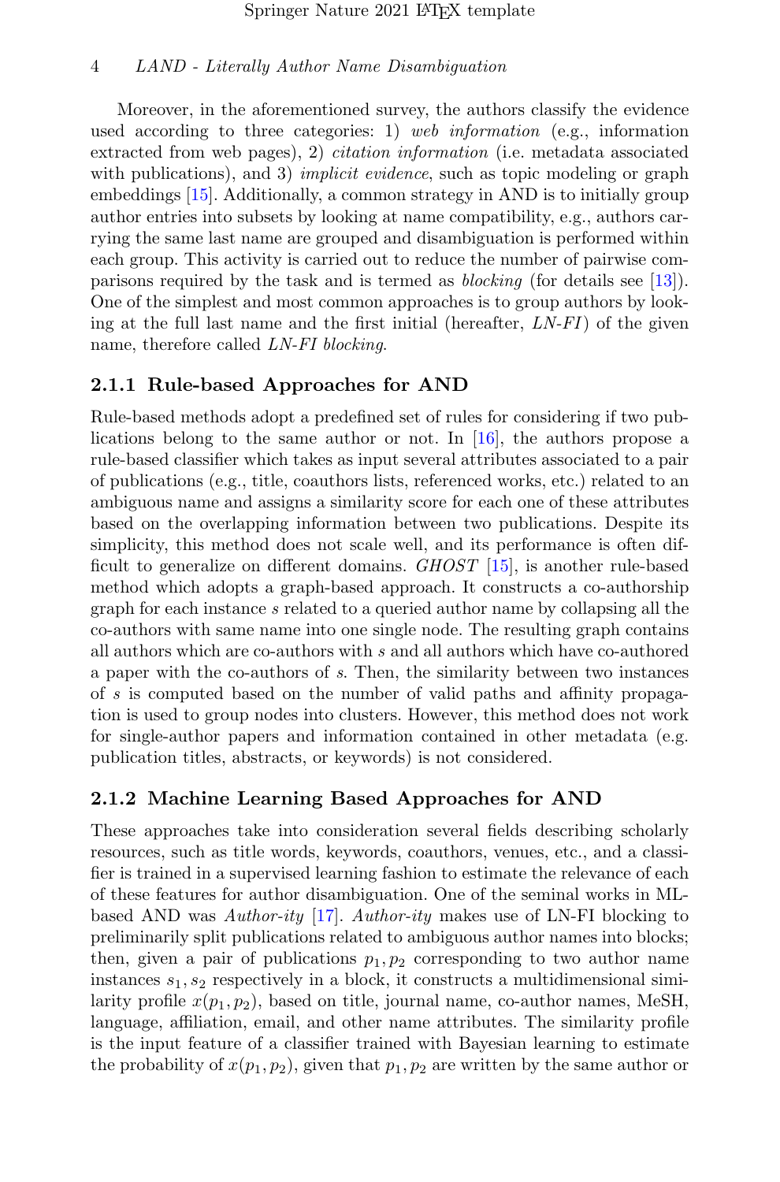Moreover, in the aforementioned survey, the authors classify the evidence used according to three categories: 1) *web information* (e.g., information extracted from web pages), 2) *citation information* (i.e. metadata associated with publications), and 3) *implicit evidence*, such as topic modeling or graph embeddings [15]. Additionally, a common strategy in AND is to initially group author entries into subsets by looking at name compatibility, e.g., authors carrying the same last name are grouped and disambiguation is performed within each group. This activity is carried out to reduce the number of pairwise comparisons required by the task and is termed as *blocking* (for details see [13]). One of the simplest and most common approaches is to group authors by looking at the full last name and the first initial (hereafter, *LN-FI*) of the given name, therefore called *LN-FI blocking*.

### 2.1.1 Rule-based Approaches for AND

Rule-based methods adopt a predefined set of rules for considering if two publications belong to the same author or not. In [16], the authors propose a rule-based classifier which takes as input several attributes associated to a pair of publications (e.g., title, coauthors lists, referenced works, etc.) related to an ambiguous name and assigns a similarity score for each one of these attributes based on the overlapping information between two publications. Despite its simplicity, this method does not scale well, and its performance is often difficult to generalize on different domains. *GHOST* [15], is another rule-based method which adopts a graph-based approach. It constructs a co-authorship graph for each instance $s$ related to a queried author name by collapsing all the co-authors with same name into one single node. The resulting graph contains all authors which are co-authors with $s$ and all authors which have co-authored a paper with the co-authors of $s$. Then, the similarity between two instances of $s$ is computed based on the number of valid paths and affinity propagation is used to group nodes into clusters. However, this method does not work for single-author papers and information contained in other metadata (e.g. publication titles, abstracts, or keywords) is not considered.

### 2.1.2 Machine Learning Based Approaches for AND

These approaches take into consideration several fields describing scholarly resources, such as title words, keywords, coauthors, venues, etc., and a classifier is trained in a supervised learning fashion to estimate the relevance of each of these features for author disambiguation. One of the seminal works in ML-based AND was *Author-ity* [17]. *Author-ity* makes use of LN-FI blocking to preliminarily split publications related to ambiguous author names into blocks; then, given a pair of publications $p_1, p_2$ corresponding to two author name instances $s_1, s_2$ respectively in a block, it constructs a multidimensional similarity profile $x(p_1, p_2)$, based on title, journal name, co-author names, MeSH, language, affiliation, email, and other name attributes. The similarity profile is the input feature of a classifier trained with Bayesian learning to estimate the probability of $x(p_1, p_2)$, given that $p_1, p_2$ are written by the same author or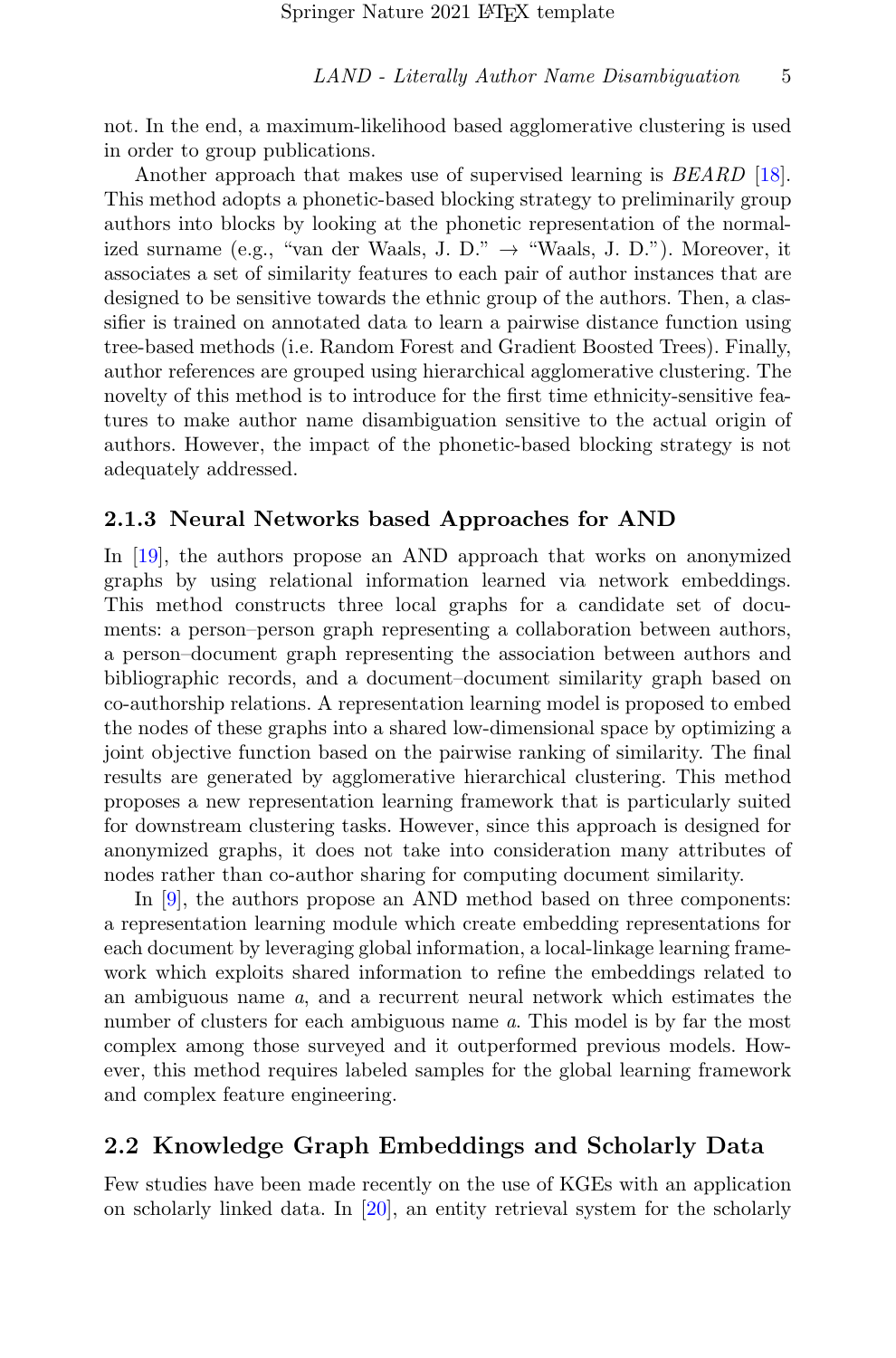not. In the end, a maximum-likelihood based agglomerative clustering is used in order to group publications.

Another approach that makes use of supervised learning is *BEARD* [18]. This method adopts a phonetic-based blocking strategy to preliminarily group authors into blocks by looking at the phonetic representation of the normalized surname (e.g., "van der Waals, J. D." → "Waals, J. D."). Moreover, it associates a set of similarity features to each pair of author instances that are designed to be sensitive towards the ethnic group of the authors. Then, a classifier is trained on annotated data to learn a pairwise distance function using tree-based methods (i.e. Random Forest and Gradient Boosted Trees). Finally, author references are grouped using hierarchical agglomerative clustering. The novelty of this method is to introduce for the first time ethnicity-sensitive features to make author name disambiguation sensitive to the actual origin of authors. However, the impact of the phonetic-based blocking strategy is not adequately addressed.

### 2.1.3 Neural Networks based Approaches for AND

In [19], the authors propose an AND approach that works on anonymized graphs by using relational information learned via network embeddings. This method constructs three local graphs for a candidate set of documents: a person–person graph representing a collaboration between authors, a person–document graph representing the association between authors and bibliographic records, and a document–document similarity graph based on co-authorship relations. A representation learning model is proposed to embed the nodes of these graphs into a shared low-dimensional space by optimizing a joint objective function based on the pairwise ranking of similarity. The final results are generated by agglomerative hierarchical clustering. This method proposes a new representation learning framework that is particularly suited for downstream clustering tasks. However, since this approach is designed for anonymized graphs, it does not take into consideration many attributes of nodes rather than co-author sharing for computing document similarity.

In [9], the authors propose an AND method based on three components: a representation learning module which create embedding representations for each document by leveraging global information, a local-linkage learning framework which exploits shared information to refine the embeddings related to an ambiguous name $a$, and a recurrent neural network which estimates the number of clusters for each ambiguous name $a$. This model is by far the most complex among those surveyed and it outperformed previous models. However, this method requires labeled samples for the global learning framework and complex feature engineering.

## 2.2 Knowledge Graph Embeddings and Scholarly Data

Few studies have been made recently on the use of KGEs with an application on scholarly linked data. In [20], an entity retrieval system for the scholarly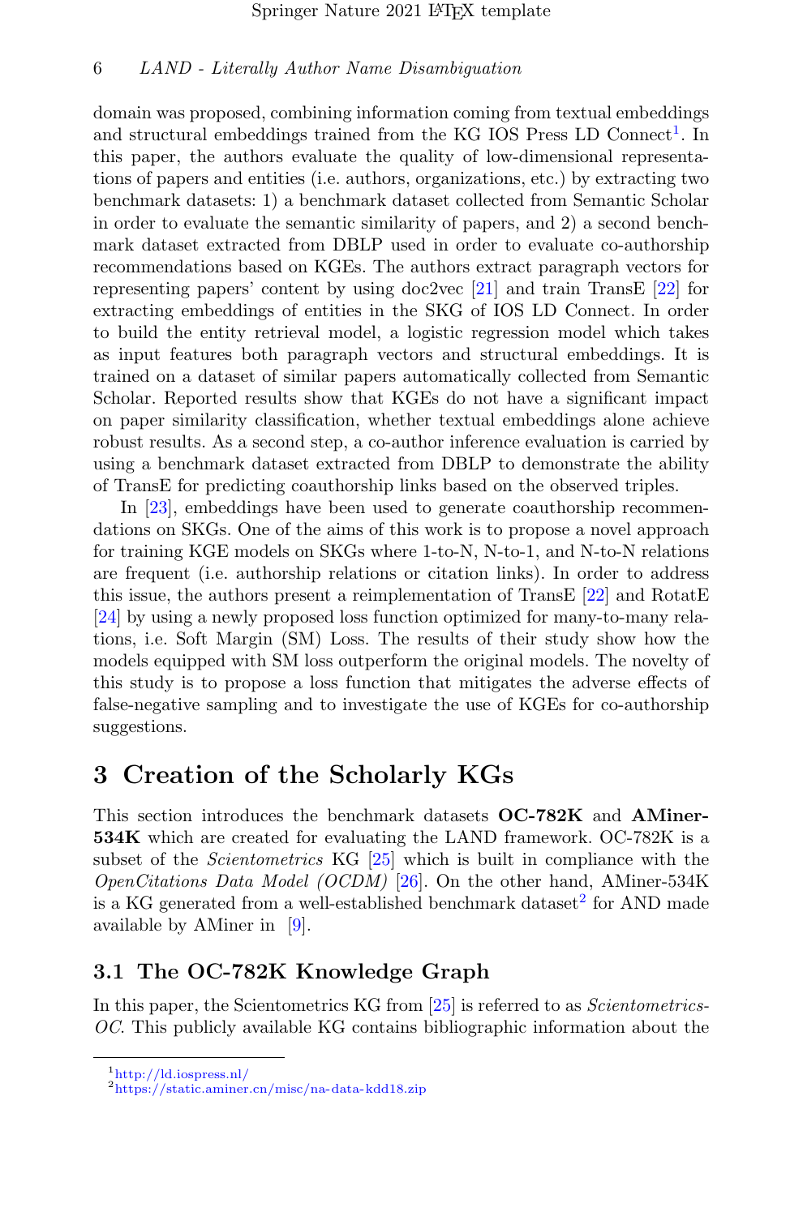domain was proposed, combining information coming from textual embeddings and structural embeddings trained from the KG IOS Press LD Connect[1]. In this paper, the authors evaluate the quality of low-dimensional representations of papers and entities (i.e. authors, organizations, etc.) by extracting two benchmark datasets: 1) a benchmark dataset collected from Semantic Scholar in order to evaluate the semantic similarity of papers, and 2) a second benchmark dataset extracted from DBLP used in order to evaluate co-authorship recommendations based on KGEs. The authors extract paragraph vectors for representing papers' content by using doc2vec [21] and train TransE [22] for extracting embeddings of entities in the SKG of IOS LD Connect. In order to build the entity retrieval model, a logistic regression model which takes as input features both paragraph vectors and structural embeddings. It is trained on a dataset of similar papers automatically collected from Semantic Scholar. Reported results show that KGEs do not have a significant impact on paper similarity classification, whether textual embeddings alone achieve robust results. As a second step, a co-author inference evaluation is carried by using a benchmark dataset extracted from DBLP to demonstrate the ability of TransE for predicting coauthorship links based on the observed triples.

In [23], embeddings have been used to generate coauthorship recommendations on SKGs. One of the aims of this work is to propose a novel approach for training KGE models on SKGs where 1-to-N, N-to-1, and N-to-N relations are frequent (i.e. authorship relations or citation links). In order to address this issue, the authors present a reimplementation of TransE [22] and RotatE [24] by using a newly proposed loss function optimized for many-to-many relations, i.e. Soft Margin (SM) Loss. The results of their study show how the models equipped with SM loss outperform the original models. The novelty of this study is to propose a loss function that mitigates the adverse effects of false-negative sampling and to investigate the use of KGEs for co-authorship suggestions.

# 3 Creation of the Scholarly KGs

This section introduces the benchmark datasets **OC-782K** and **AMiner-534K** which are created for evaluating the LAND framework. OC-782K is a subset of the *Scientometrics* KG [25] which is built in compliance with the *OpenCitations Data Model (OCDM)* [26]. On the other hand, AMiner-534K is a KG generated from a well-established benchmark dataset[2] for AND made available by AMiner in [9].

## 3.1 The OC-782K Knowledge Graph

In this paper, the Scientometrics KG from [25] is referred to as *Scientometrics-OC*. This publicly available KG contains bibliographic information about the

[1] http://ld.iospress.nl/

[2] https://static.aminer.cn/misc/na-data-kdd18.zip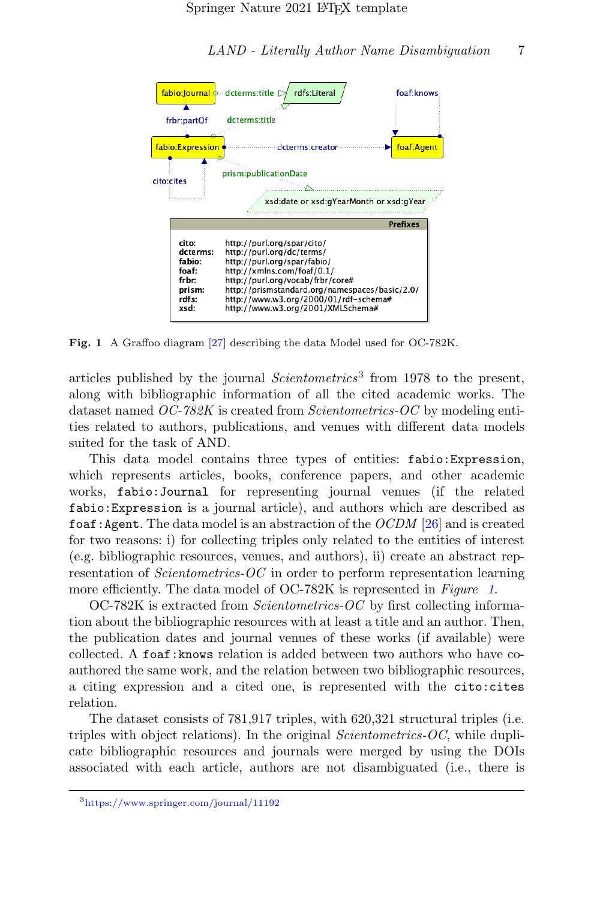Fig. 1 A Graffoo diagram [27] describing the data Model used for OC-782K.

articles published by the journal *Scientometrics*[3] from 1978 to the present, along with bibliographic information of all the cited academic works. The dataset named *OC-782K* is created from *Scientometrics-OC* by modeling entities related to authors, publications, and venues with different data models suited for the task of AND.

This data model contains three types of entities: `fabio:Expression`, which represents articles, books, conference papers, and other academic works, `fabio:Journal` for representing journal venues (if the related `fabio:Expression` is a journal article), and authors which are described as `foaf:Agent`. The data model is an abstraction of the *OCDM* [26] and is created for two reasons: i) for collecting triples only related to the entities of interest (e.g. bibliographic resources, venues, and authors), ii) create an abstract representation of *Scientometrics-OC* in order to perform representation learning more efficiently. The data model of OC-782K is represented in *Figure 1*.

OC-782K is extracted from *Scientometrics-OC* by first collecting information about the bibliographic resources with at least a title and an author. Then, the publication dates and journal venues of these works (if available) were collected. A `foaf:knows` relation is added between two authors who have co-authored the same work, and the relation between two bibliographic resources, a citing expression and a cited one, is represented with the `cito:cites` relation.

The dataset consists of 781,917 triples, with 620,321 structural triples (i.e. triples with object relations). In the original *Scientometrics-OC*, while duplicate bibliographic resources and journals were merged by using the DOIs associated with each article, authors are not disambiguated (i.e., there is

[3] https://www.springer.com/journal/11192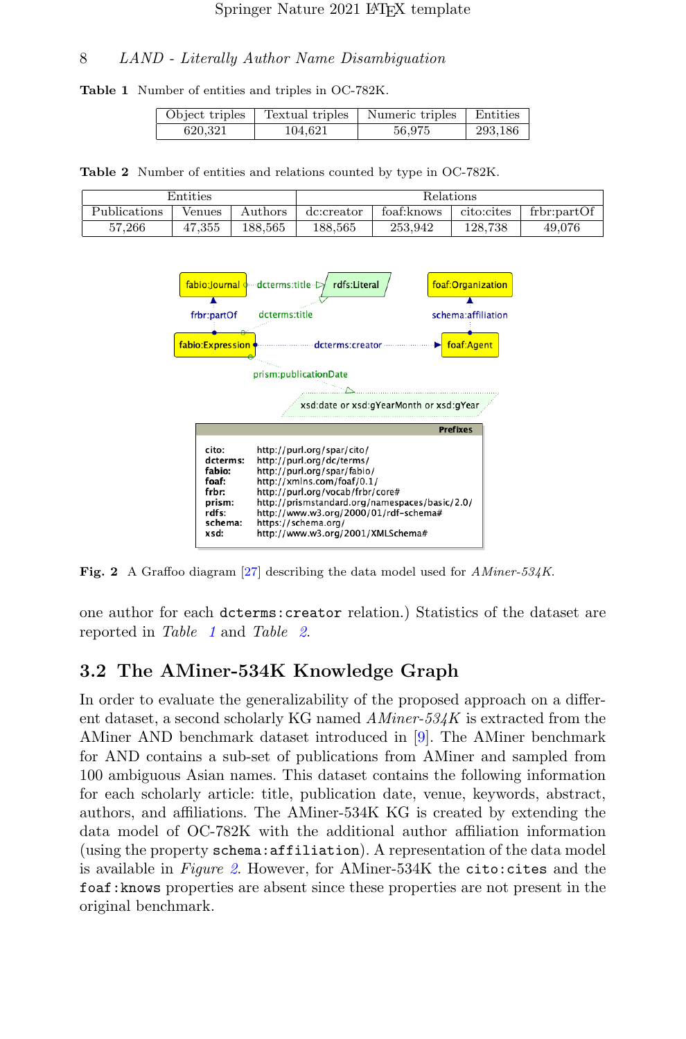**Table 1** Number of entities and triples in OC-782K.

| Object triples | Textual triples | Numeric triples | Entities |
|---|---|---|---|
| 620,321 | 104,621 | 56,975 | 293,186 |

**Table 2** Number of entities and relations counted by type in OC-782K.

| Entities | | | Relations | | | |
|---|---|---|---|---|---|---|
| Publications | Venues | Authors | dc:creator | foaf:knows | cito:cites | frbr:partOf |
| 57,266 | 47,355 | 188,565 | 188,565 | 253,942 | 128,738 | 49,076 |

**Fig. 2** A Graffoo diagram [27] describing the data model used for *AMiner-534K*.

one author for each `dcterms:creator` relation.) Statistics of the dataset are reported in *Table 1* and *Table 2*.

## 3.2 The AMiner-534K Knowledge Graph

In order to evaluate the generalizability of the proposed approach on a different dataset, a second scholarly KG named *AMiner-534K* is extracted from the AMiner AND benchmark dataset introduced in [9]. The AMiner benchmark for AND contains a sub-set of publications from AMiner and sampled from 100 ambiguous Asian names. This dataset contains the following information for each scholarly article: title, publication date, venue, keywords, abstract, authors, and affiliations. The AMiner-534K KG is created by extending the data model of OC-782K with the additional author affiliation information (using the property `schema:affiliation`). A representation of the data model is available in *Figure 2*. However, for AMiner-534K the `cito:cites` and the `foaf:knows` properties are absent since these properties are not present in the original benchmark.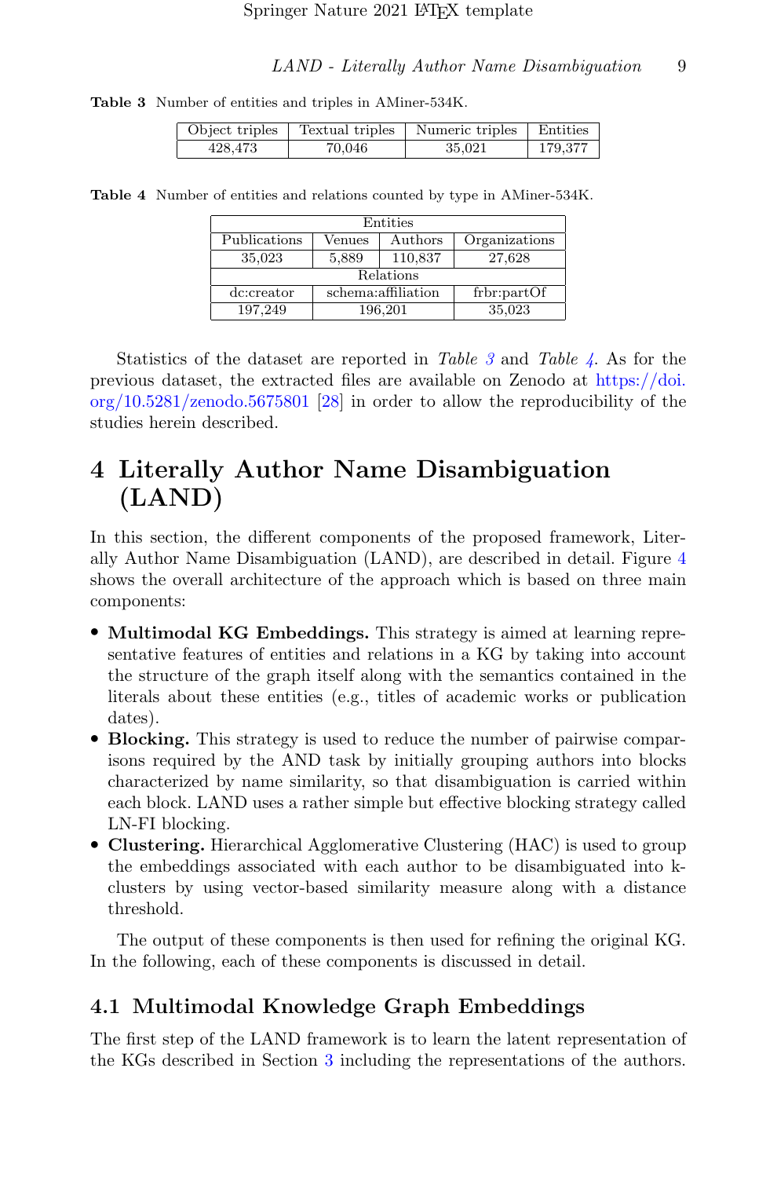**Table 3** Number of entities and triples in AMiner-534K.

| Object triples | Textual triples | Numeric triples | Entities |
|---|---|---|---|
| 428,473 | 70,046 | 35,021 | 179,377 |

**Table 4** Number of entities and relations counted by type in AMiner-534K.

| Entities | | | |
|---|---|---|---|
| Publications | Venues | Authors | Organizations |
| 35,023 | 5,889 | 110,837 | 27,628 |
| **Relations** | | | |
| dc:creator | schema:affiliation | | frbr:partOf |
| 197,249 | 196,201 | | 35,023 |

Statistics of the dataset are reported in *Table 3* and *Table 4*. As for the previous dataset, the extracted files are available on Zenodo at https://doi.org/10.5281/zenodo.5675801 [28] in order to allow the reproducibility of the studies herein described.

# 4 Literally Author Name Disambiguation (LAND)

In this section, the different components of the proposed framework, Literally Author Name Disambiguation (LAND), are described in detail. Figure 4 shows the overall architecture of the approach which is based on three main components:

- **Multimodal KG Embeddings.** This strategy is aimed at learning representative features of entities and relations in a KG by taking into account the structure of the graph itself along with the semantics contained in the literals about these entities (e.g., titles of academic works or publication dates).
- **Blocking.** This strategy is used to reduce the number of pairwise comparisons required by the AND task by initially grouping authors into blocks characterized by name similarity, so that disambiguation is carried within each block. LAND uses a rather simple but effective blocking strategy called LN-FI blocking.
- **Clustering.** Hierarchical Agglomerative Clustering (HAC) is used to group the embeddings associated with each author to be disambiguated into k-clusters by using vector-based similarity measure along with a distance threshold.

The output of these components is then used for refining the original KG. In the following, each of these components is discussed in detail.

## 4.1 Multimodal Knowledge Graph Embeddings

The first step of the LAND framework is to learn the latent representation of the KGs described in Section 3 including the representations of the authors.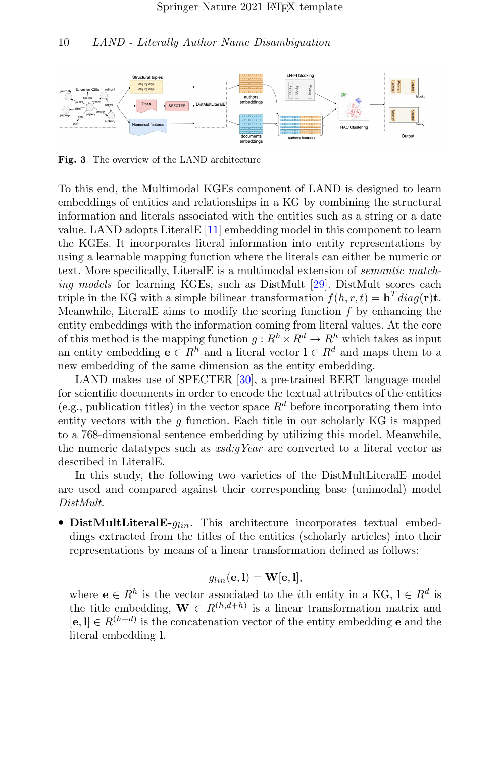**Fig. 3** The overview of the LAND architecture

To this end, the Multimodal KGEs component of LAND is designed to learn embeddings of entities and relationships in a KG by combining the structural information and literals associated with the entities such as a string or a date value. LAND adopts LiteralE [11] embedding model in this component to learn the KGEs. It incorporates literal information into entity representations by using a learnable mapping function where the literals can either be numeric or text. More specifically, LiteralE is a multimodal extension of *semantic matching models* for learning KGEs, such as DistMult [29]. DistMult scores each triple in the KG with a simple bilinear transformation $f(h, r, t) = \mathbf{h}^T diag(\mathbf{r})\mathbf{t}$. Meanwhile, LiteralE aims to modify the scoring function $f$ by enhancing the entity embeddings with the information coming from literal values. At the core of this method is the mapping function $g : R^h \times R^d \rightarrow R^h$ which takes as input an entity embedding $\mathbf{e} \in R^h$ and a literal vector $\mathbf{l} \in R^d$ and maps them to a new embedding of the same dimension as the entity embedding.

LAND makes use of SPECTER [30], a pre-trained BERT language model for scientific documents in order to encode the textual attributes of the entities (e.g., publication titles) in the vector space $R^d$ before incorporating them into entity vectors with the $g$ function. Each title in our scholarly KG is mapped to a 768-dimensional sentence embedding by utilizing this model. Meanwhile, the numeric datatypes such as *xsd:gYear* are converted to a literal vector as described in LiteralE.

In this study, the following two varieties of the DistMultLiteralE model are used and compared against their corresponding base (unimodal) model *DistMult*.

- **DistMultLiteralE-**$g_{lin}$. This architecture incorporates textual embeddings extracted from the titles of the entities (scholarly articles) into their representations by means of a linear transformation defined as follows:

$$g_{lin}(\mathbf{e}, \mathbf{l}) = \mathbf{W}[\mathbf{e}, \mathbf{l}],$$

  where $\mathbf{e} \in R^h$ is the vector associated to the $i$th entity in a KG, $\mathbf{l} \in R^d$ is the title embedding, $\mathbf{W} \in R^{(h,d+h)}$ is a linear transformation matrix and $[\mathbf{e}, \mathbf{l}] \in R^{(h+d)}$ is the concatenation vector of the entity embedding $\mathbf{e}$ and the literal embedding $\mathbf{l}$.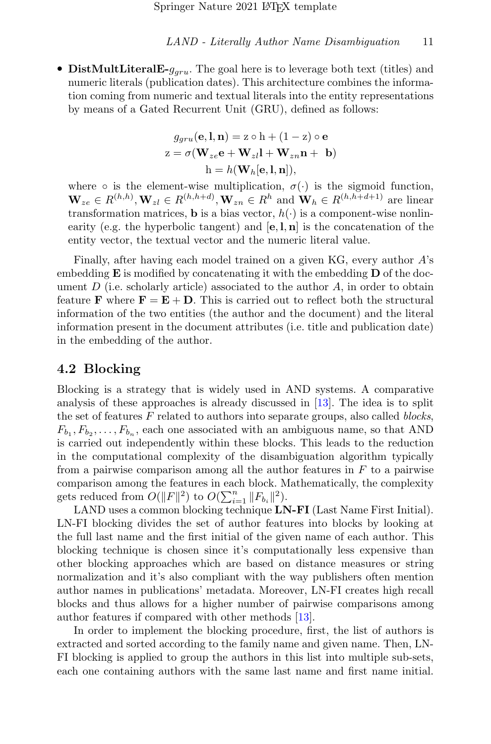- **DistMultLiteralE-$g_{gru}$**. The goal here is to leverage both text (titles) and numeric literals (publication dates). This architecture combines the information coming from numeric and textual literals into the entity representations by means of a Gated Recurrent Unit (GRU), defined as follows:

$$
\begin{aligned}
g_{gru}(\mathbf{e}, \mathbf{l}, \mathbf{n}) &= \mathrm{z} \circ \mathrm{h} + (1 - \mathrm{z}) \circ \mathbf{e} \\
\mathrm{z} &= \sigma(\mathbf{W}_{ze}\mathbf{e} + \mathbf{W}_{zl}\mathbf{l} + \mathbf{W}_{zn}\mathbf{n} + \mathbf{b}) \\
\mathrm{h} &= h(\mathbf{W}_h[\mathbf{e}, \mathbf{l}, \mathbf{n}]),
\end{aligned}
$$

  where $\circ$ is the element-wise multiplication, $\sigma(\cdot)$ is the sigmoid function, $\mathbf{W}_{ze} \in R^{(h,h)}, \mathbf{W}_{zl} \in R^{(h,h+d)}, \mathbf{W}_{zn} \in R^{h}$ and $\mathbf{W}_h \in R^{(h,h+d+1)}$ are linear transformation matrices, $\mathbf{b}$ is a bias vector, $h(\cdot)$ is a component-wise nonlinearity (e.g. the hyperbolic tangent) and $[\mathbf{e}, \mathbf{l}, \mathbf{n}]$ is the concatenation of the entity vector, the textual vector and the numeric literal value.

Finally, after having each model trained on a given KG, every author $A$'s embedding $\mathbf{E}$ is modified by concatenating it with the embedding $\mathbf{D}$ of the document $D$ (i.e. scholarly article) associated to the author $A$, in order to obtain feature $\mathbf{F}$ where $\mathbf{F} = \mathbf{E} + \mathbf{D}$. This is carried out to reflect both the structural information of the two entities (the author and the document) and the literal information present in the document attributes (i.e. title and publication date) in the embedding of the author.

## 4.2 Blocking

Blocking is a strategy that is widely used in AND systems. A comparative analysis of these approaches is already discussed in [13]. The idea is to split the set of features $F$ related to authors into separate groups, also called *blocks*, $F_{b_1}, F_{b_2}, \ldots, F_{b_n}$, each one associated with an ambiguous name, so that AND is carried out independently within these blocks. This leads to the reduction in the computational complexity of the disambiguation algorithm typically from a pairwise comparison among all the author features in $F$ to a pairwise comparison among the features in each block. Mathematically, the complexity gets reduced from $O(\|F\|^2)$ to $O(\sum_{i=1}^{n} \|F_{b_i}\|^2)$.

LAND uses a common blocking technique **LN-FI** (Last Name First Initial). LN-FI blocking divides the set of author features into blocks by looking at the full last name and the first initial of the given name of each author. This blocking technique is chosen since it's computationally less expensive than other blocking approaches which are based on distance measures or string normalization and it's also compliant with the way publishers often mention author names in publications' metadata. Moreover, LN-FI creates high recall blocks and thus allows for a higher number of pairwise comparisons among author features if compared with other methods [13].

In order to implement the blocking procedure, first, the list of authors is extracted and sorted according to the family name and given name. Then, LN-FI blocking is applied to group the authors in this list into multiple sub-sets, each one containing authors with the same last name and first name initial.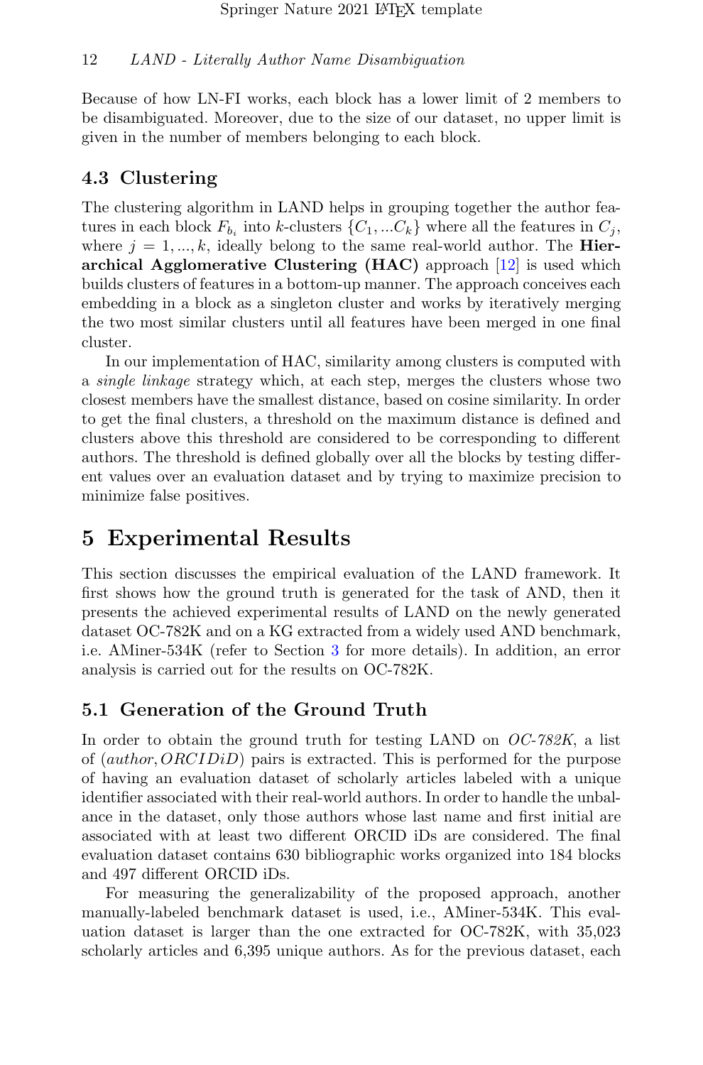Because of how LN-FI works, each block has a lower limit of 2 members to be disambiguated. Moreover, due to the size of our dataset, no upper limit is given in the number of members belonging to each block.

### 4.3 Clustering

The clustering algorithm in LAND helps in grouping together the author features in each block $F_{b_i}$ into $k$-clusters $\{C_1, ...C_k\}$ where all the features in $C_j$, where $j = 1, ..., k$, ideally belong to the same real-world author. The **Hierarchical Agglomerative Clustering (HAC)** approach [12] is used which builds clusters of features in a bottom-up manner. The approach conceives each embedding in a block as a singleton cluster and works by iteratively merging the two most similar clusters until all features have been merged in one final cluster.

In our implementation of HAC, similarity among clusters is computed with a *single linkage* strategy which, at each step, merges the clusters whose two closest members have the smallest distance, based on cosine similarity. In order to get the final clusters, a threshold on the maximum distance is defined and clusters above this threshold are considered to be corresponding to different authors. The threshold is defined globally over all the blocks by testing different values over an evaluation dataset and by trying to maximize precision to minimize false positives.

## 5 Experimental Results

This section discusses the empirical evaluation of the LAND framework. It first shows how the ground truth is generated for the task of AND, then it presents the achieved experimental results of LAND on the newly generated dataset OC-782K and on a KG extracted from a widely used AND benchmark, i.e. AMiner-534K (refer to Section 3 for more details). In addition, an error analysis is carried out for the results on OC-782K.

### 5.1 Generation of the Ground Truth

In order to obtain the ground truth for testing LAND on *OC-782K*, a list of $(author, ORCIDiD)$ pairs is extracted. This is performed for the purpose of having an evaluation dataset of scholarly articles labeled with a unique identifier associated with their real-world authors. In order to handle the unbalance in the dataset, only those authors whose last name and first initial are associated with at least two different ORCID iDs are considered. The final evaluation dataset contains 630 bibliographic works organized into 184 blocks and 497 different ORCID iDs.

For measuring the generalizability of the proposed approach, another manually-labeled benchmark dataset is used, i.e., AMiner-534K. This evaluation dataset is larger than the one extracted for OC-782K, with 35,023 scholarly articles and 6,395 unique authors. As for the previous dataset, each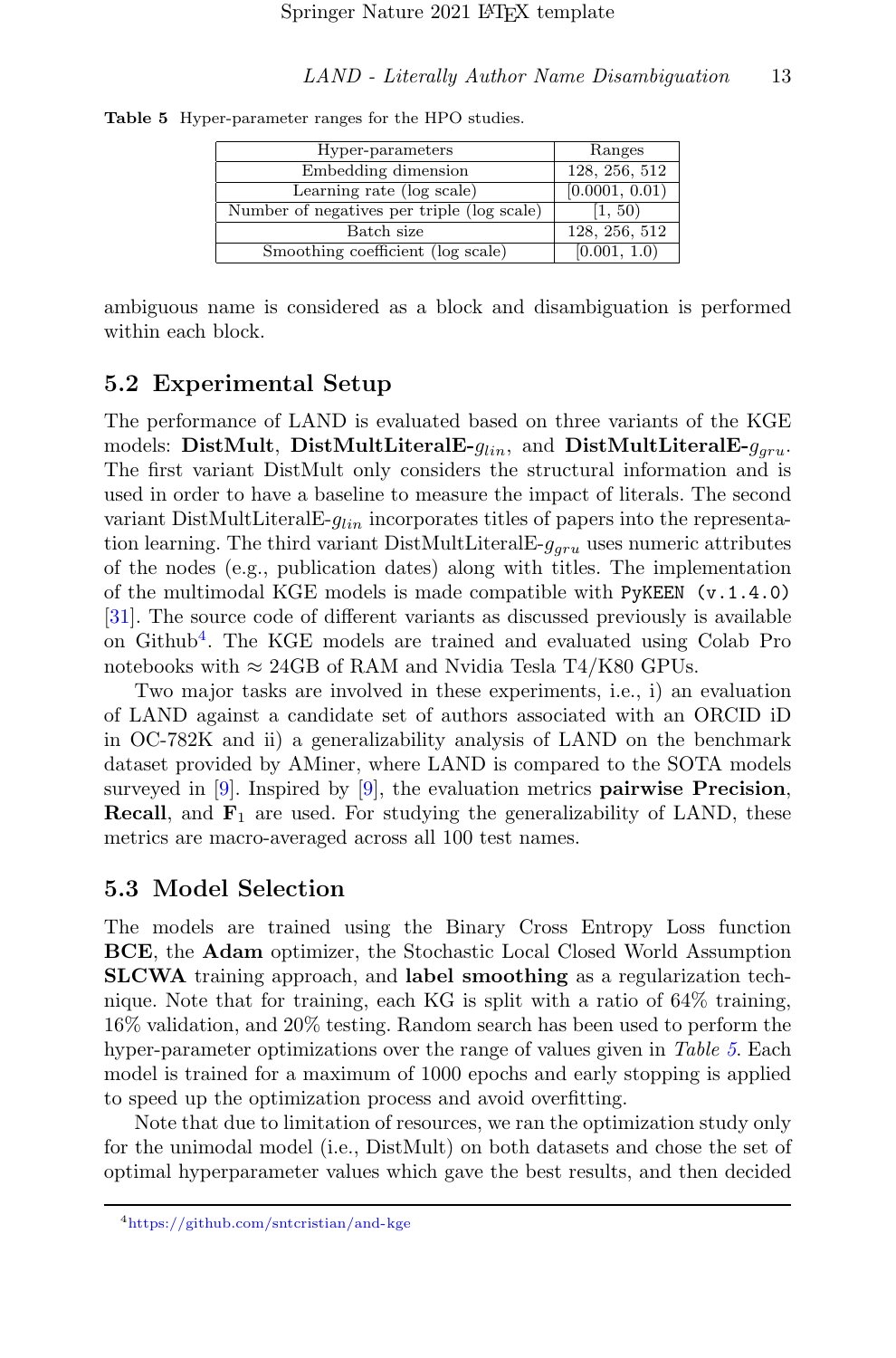**Table 5** Hyper-parameter ranges for the HPO studies.

| Hyper-parameters | Ranges |
| --- | --- |
| Embedding dimension | 128, 256, 512 |
| Learning rate (log scale) | [0.0001, 0.01) |
| Number of negatives per triple (log scale) | [1, 50) |
| Batch size | 128, 256, 512 |
| Smoothing coefficient (log scale) | [0.001, 1.0) |

ambiguous name is considered as a block and disambiguation is performed within each block.

## 5.2 Experimental Setup

The performance of LAND is evaluated based on three variants of the KGE models: **DistMult**, **DistMultLiteralE-**$g_{lin}$, and **DistMultLiteralE-**$g_{gru}$. The first variant DistMult only considers the structural information and is used in order to have a baseline to measure the impact of literals. The second variant DistMultLiteralE-$g_{lin}$ incorporates titles of papers into the representation learning. The third variant DistMultLiteralE-$g_{gru}$ uses numeric attributes of the nodes (e.g., publication dates) along with titles. The implementation of the multimodal KGE models is made compatible with `PyKEEN (v.1.4.0)` [31]. The source code of different variants as discussed previously is available on Github[4]. The KGE models are trained and evaluated using Colab Pro notebooks with ≈ 24GB of RAM and Nvidia Tesla T4/K80 GPUs.

Two major tasks are involved in these experiments, i.e., i) an evaluation of LAND against a candidate set of authors associated with an ORCID iD in OC-782K and ii) a generalizability analysis of LAND on the benchmark dataset provided by AMiner, where LAND is compared to the SOTA models surveyed in [9]. Inspired by [9], the evaluation metrics **pairwise Precision**, **Recall**, and $\mathbf{F}_1$ are used. For studying the generalizability of LAND, these metrics are macro-averaged across all 100 test names.

## 5.3 Model Selection

The models are trained using the Binary Cross Entropy Loss function **BCE**, the **Adam** optimizer, the Stochastic Local Closed World Assumption **SLCWA** training approach, and **label smoothing** as a regularization technique. Note that for training, each KG is split with a ratio of 64% training, 16% validation, and 20% testing. Random search has been used to perform the hyper-parameter optimizations over the range of values given in *Table 5*. Each model is trained for a maximum of 1000 epochs and early stopping is applied to speed up the optimization process and avoid overfitting.

Note that due to limitation of resources, we ran the optimization study only for the unimodal model (i.e., DistMult) on both datasets and chose the set of optimal hyperparameter values which gave the best results, and then decided

[4] https://github.com/sntcristian/and-kge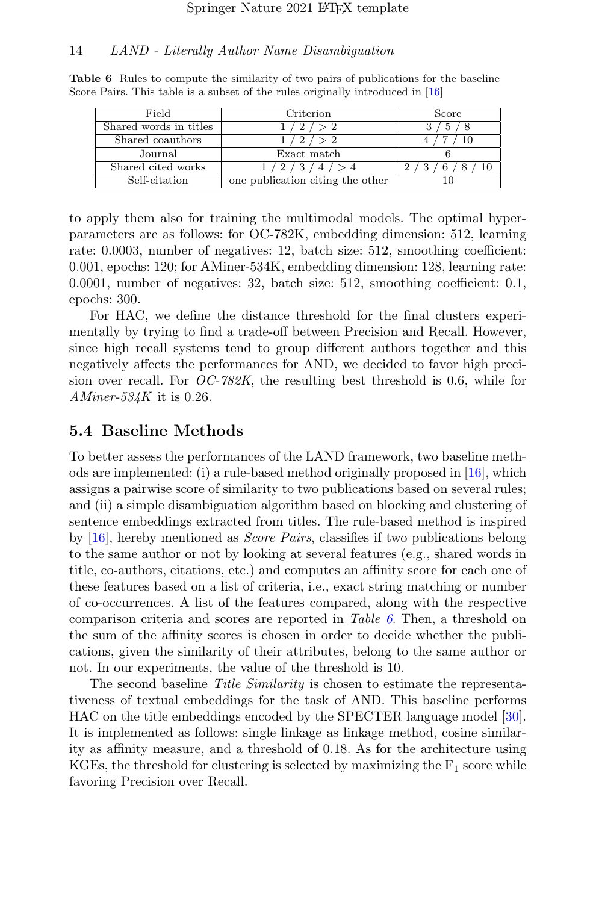**Table 6** Rules to compute the similarity of two pairs of publications for the baseline Score Pairs. This table is a subset of the rules originally introduced in [16]

| Field | Criterion | Score |
| --- | --- | --- |
| Shared words in titles | 1 / 2 / > 2 | 3 / 5 / 8 |
| Shared coauthors | 1 / 2 / > 2 | 4 / 7 / 10 |
| Journal | Exact match | 6 |
| Shared cited works | 1 / 2 / 3 / 4 / > 4 | 2 / 3 / 6 / 8 / 10 |
| Self-citation | one publication citing the other | 10 |

to apply them also for training the multimodal models. The optimal hyperparameters are as follows: for OC-782K, embedding dimension: 512, learning rate: 0.0003, number of negatives: 12, batch size: 512, smoothing coefficient: 0.001, epochs: 120; for AMiner-534K, embedding dimension: 128, learning rate: 0.0001, number of negatives: 32, batch size: 512, smoothing coefficient: 0.1, epochs: 300.

For HAC, we define the distance threshold for the final clusters experimentally by trying to find a trade-off between Precision and Recall. However, since high recall systems tend to group different authors together and this negatively affects the performances for AND, we decided to favor high precision over recall. For *OC-782K*, the resulting best threshold is 0.6, while for *AMiner-534K* it is 0.26.

## 5.4 Baseline Methods

To better assess the performances of the LAND framework, two baseline methods are implemented: (i) a rule-based method originally proposed in [16], which assigns a pairwise score of similarity to two publications based on several rules; and (ii) a simple disambiguation algorithm based on blocking and clustering of sentence embeddings extracted from titles. The rule-based method is inspired by [16], hereby mentioned as *Score Pairs*, classifies if two publications belong to the same author or not by looking at several features (e.g., shared words in title, co-authors, citations, etc.) and computes an affinity score for each one of these features based on a list of criteria, i.e., exact string matching or number of co-occurrences. A list of the features compared, along with the respective comparison criteria and scores are reported in *Table 6*. Then, a threshold on the sum of the affinity scores is chosen in order to decide whether the publications, given the similarity of their attributes, belong to the same author or not. In our experiments, the value of the threshold is 10.

The second baseline *Title Similarity* is chosen to estimate the representativeness of textual embeddings for the task of AND. This baseline performs HAC on the title embeddings encoded by the SPECTER language model [30]. It is implemented as follows: single linkage as linkage method, cosine similarity as affinity measure, and a threshold of 0.18. As for the architecture using KGEs, the threshold for clustering is selected by maximizing the $F_1$ score while favoring Precision over Recall.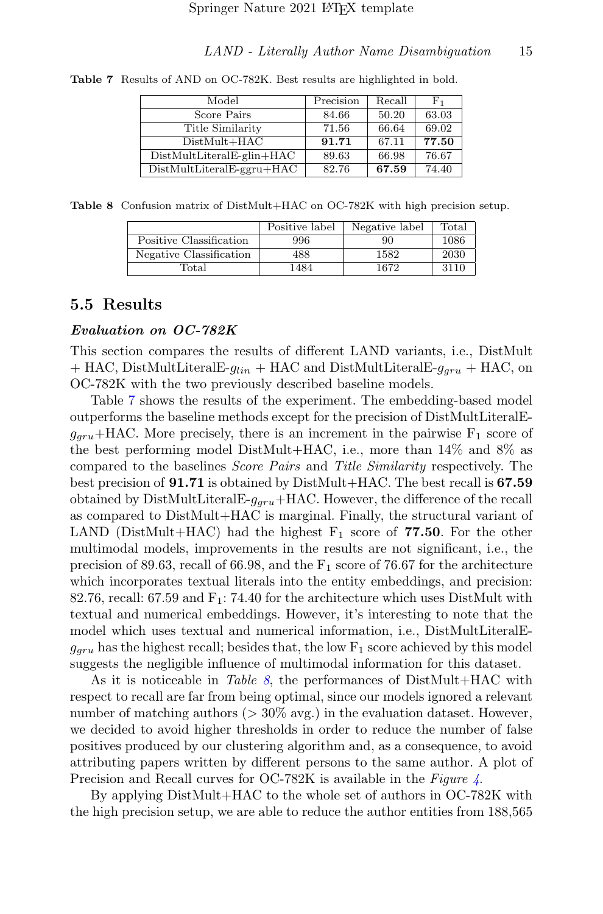**Table 7** Results of AND on OC-782K. Best results are highlighted in bold.

| Model | Precision | Recall | $F_1$ |
|---|---|---|---|
| Score Pairs | 84.66 | 50.20 | 63.03 |
| Title Similarity | 71.56 | 66.64 | 69.02 |
| DistMult+HAC | **91.71** | 67.11 | **77.50** |
| DistMultLiteralE-glin+HAC | 89.63 | 66.98 | 76.67 |
| DistMultLiteralE-ggru+HAC | 82.76 | **67.59** | 74.40 |

**Table 8** Confusion matrix of DistMult+HAC on OC-782K with high precision setup.

| | Positive label | Negative label | Total |
|---|---|---|---|
| Positive Classification | 996 | 90 | 1086 |
| Negative Classification | 488 | 1582 | 2030 |
| Total | 1484 | 1672 | 3110 |

## 5.5 Results

### *Evaluation on OC-782K*

This section compares the results of different LAND variants, i.e., DistMult + HAC, DistMultLiteralE-$g_{lin}$ + HAC and DistMultLiteralE-$g_{gru}$ + HAC, on OC-782K with the two previously described baseline models.

Table 7 shows the results of the experiment. The embedding-based model outperforms the baseline methods except for the precision of DistMultLiteralE-$g_{gru}$+HAC. More precisely, there is an increment in the pairwise $F_1$ score of the best performing model DistMult+HAC, i.e., more than 14% and 8% as compared to the baselines *Score Pairs* and *Title Similarity* respectively. The best precision of **91.71** is obtained by DistMult+HAC. The best recall is **67.59** obtained by DistMultLiteralE-$g_{gru}$+HAC. However, the difference of the recall as compared to DistMult+HAC is marginal. Finally, the structural variant of LAND (DistMult+HAC) had the highest $F_1$ score of **77.50**. For the other multimodal models, improvements in the results are not significant, i.e., the precision of 89.63, recall of 66.98, and the $F_1$ score of 76.67 for the architecture which incorporates textual literals into the entity embeddings, and precision: 82.76, recall: 67.59 and $F_1$: 74.40 for the architecture which uses DistMult with textual and numerical embeddings. However, it's interesting to note that the model which uses textual and numerical information, i.e., DistMultLiteralE-$g_{gru}$ has the highest recall; besides that, the low $F_1$ score achieved by this model suggests the negligible influence of multimodal information for this dataset.

As it is noticeable in *Table 8*, the performances of DistMult+HAC with respect to recall are far from being optimal, since our models ignored a relevant number of matching authors (> 30% avg.) in the evaluation dataset. However, we decided to avoid higher thresholds in order to reduce the number of false positives produced by our clustering algorithm and, as a consequence, to avoid attributing papers written by different persons to the same author. A plot of Precision and Recall curves for OC-782K is available in the *Figure 4*.

By applying DistMult+HAC to the whole set of authors in OC-782K with the high precision setup, we are able to reduce the author entities from 188,565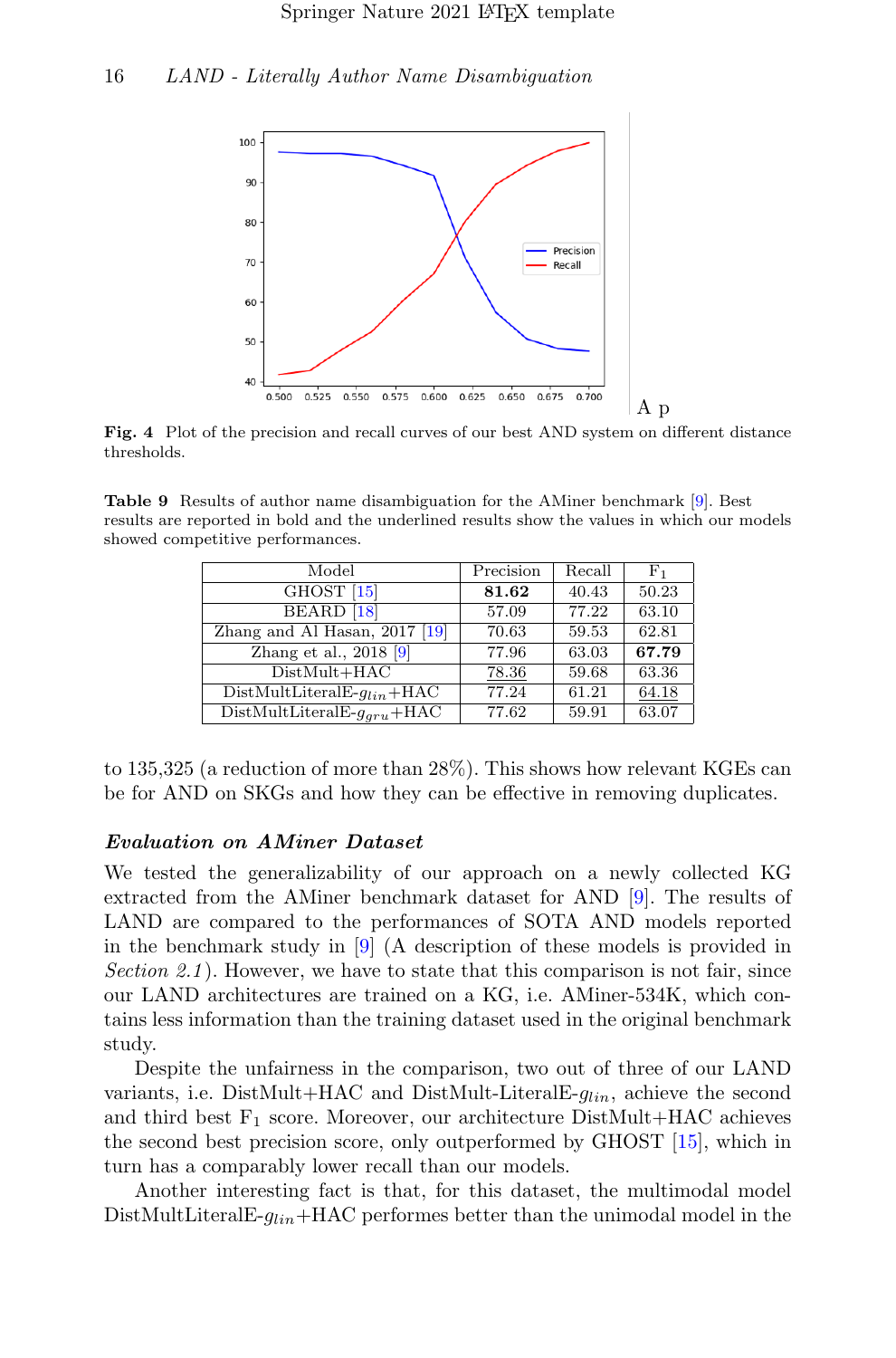**Fig. 4** Plot of the precision and recall curves of our best AND system on different distance thresholds.

**Table 9** Results of author name disambiguation for the AMiner benchmark [9]. Best results are reported in bold and the underlined results show the values in which our models showed competitive performances.

| Model | Precision | Recall | $F_1$ |
|---|---|---|---|
| GHOST [15] | **81.62** | 40.43 | 50.23 |
| BEARD [18] | 57.09 | 77.22 | 63.10 |
| Zhang and Al Hasan, 2017 [19] | 70.63 | 59.53 | 62.81 |
| Zhang et al., 2018 [9] | 77.96 | 63.03 | **67.79** |
| DistMult+HAC | <u>78.36</u> | 59.68 | 63.36 |
| DistMultLiteralE-$g_{lin}$+HAC | 77.24 | 61.21 | <u>64.18</u> |
| DistMultLiteralE-$g_{gru}$+HAC | 77.62 | 59.91 | 63.07 |

to 135,325 (a reduction of more than 28%). This shows how relevant KGEs can be for AND on SKGs and how they can be effective in removing duplicates.

### *Evaluation on AMiner Dataset*

We tested the generalizability of our approach on a newly collected KG extracted from the AMiner benchmark dataset for AND [9]. The results of LAND are compared to the performances of SOTA AND models reported in the benchmark study in [9] (A description of these models is provided in *Section 2.1*). However, we have to state that this comparison is not fair, since our LAND architectures are trained on a KG, i.e. AMiner-534K, which contains less information than the training dataset used in the original benchmark study.

Despite the unfairness in the comparison, two out of three of our LAND variants, i.e. DistMult+HAC and DistMult-LiteralE-$g_{lin}$, achieve the second and third best $F_1$ score. Moreover, our architecture DistMult+HAC achieves the second best precision score, only outperformed by GHOST [15], which in turn has a comparably lower recall than our models.

Another interesting fact is that, for this dataset, the multimodal model DistMultLiteralE-$g_{lin}$+HAC performes better than the unimodal model in the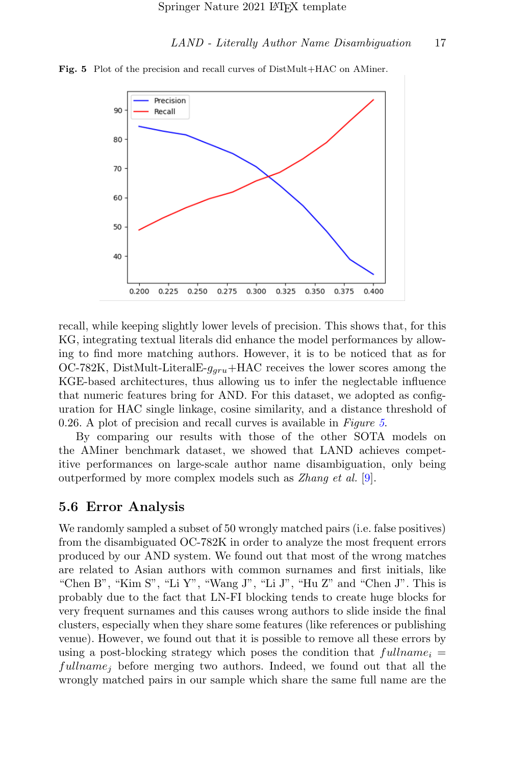**Fig. 5** Plot of the precision and recall curves of DistMult+HAC on AMiner.

recall, while keeping slightly lower levels of precision. This shows that, for this KG, integrating textual literals did enhance the model performances by allowing to find more matching authors. However, it is to be noticed that as for OC-782K, DistMult-LiteralE-$g_{gru}$+HAC receives the lower scores among the KGE-based architectures, thus allowing us to infer the neglectable influence that numeric features bring for AND. For this dataset, we adopted as configuration for HAC single linkage, cosine similarity, and a distance threshold of 0.26. A plot of precision and recall curves is available in *Figure 5*.

By comparing our results with those of the other SOTA models on the AMiner benchmark dataset, we showed that LAND achieves competitive performances on large-scale author name disambiguation, only being outperformed by more complex models such as *Zhang et al.* [9].

## 5.6 Error Analysis

We randomly sampled a subset of 50 wrongly matched pairs (i.e. false positives) from the disambiguated OC-782K in order to analyze the most frequent errors produced by our AND system. We found out that most of the wrong matches are related to Asian authors with common surnames and first initials, like “Chen B”, “Kim S”, “Li Y”, “Wang J”, “Li J”, “Hu Z” and “Chen J”. This is probably due to the fact that LN-FI blocking tends to create huge blocks for very frequent surnames and this causes wrong authors to slide inside the final clusters, especially when they share some features (like references or publishing venue). However, we found out that it is possible to remove all these errors by using a post-blocking strategy which poses the condition that $fullname_i = fullname_j$ before merging two authors. Indeed, we found out that all the wrongly matched pairs in our sample which share the same full name are the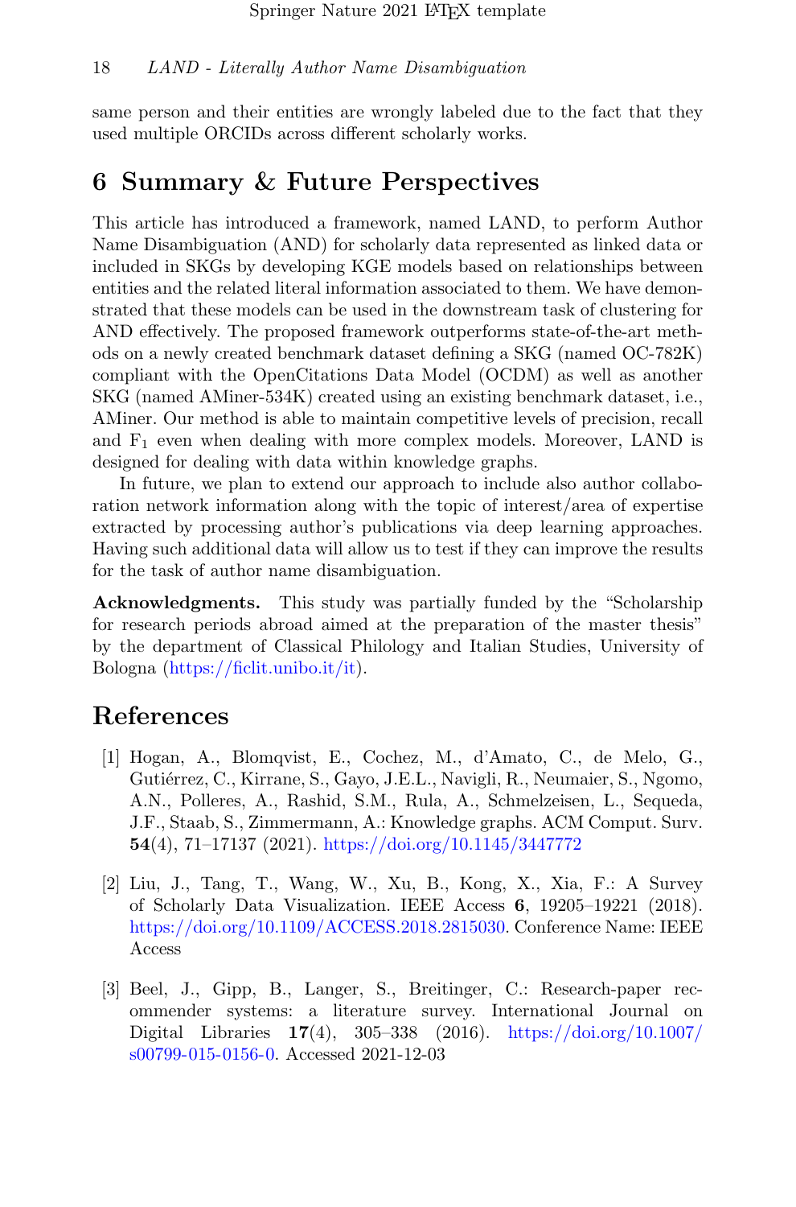same person and their entities are wrongly labeled due to the fact that they used multiple ORCIDs across different scholarly works.

## 6 Summary & Future Perspectives

This article has introduced a framework, named LAND, to perform Author Name Disambiguation (AND) for scholarly data represented as linked data or included in SKGs by developing KGE models based on relationships between entities and the related literal information associated to them. We have demonstrated that these models can be used in the downstream task of clustering for AND effectively. The proposed framework outperforms state-of-the-art methods on a newly created benchmark dataset defining a SKG (named OC-782K) compliant with the OpenCitations Data Model (OCDM) as well as another SKG (named AMiner-534K) created using an existing benchmark dataset, i.e., AMiner. Our method is able to maintain competitive levels of precision, recall and $F_1$ even when dealing with more complex models. Moreover, LAND is designed for dealing with data within knowledge graphs.

In future, we plan to extend our approach to include also author collaboration network information along with the topic of interest/area of expertise extracted by processing author's publications via deep learning approaches. Having such additional data will allow us to test if they can improve the results for the task of author name disambiguation.

**Acknowledgments.** This study was partially funded by the "Scholarship for research periods abroad aimed at the preparation of the master thesis" by the department of Classical Philology and Italian Studies, University of Bologna (https://ficlit.unibo.it/it).

## References

[1] Hogan, A., Blomqvist, E., Cochez, M., d'Amato, C., de Melo, G., Gutiérrez, C., Kirrane, S., Gayo, J.E.L., Navigli, R., Neumaier, S., Ngomo, A.N., Polleres, A., Rashid, S.M., Rula, A., Schmelzeisen, L., Sequeda, J.F., Staab, S., Zimmermann, A.: Knowledge graphs. ACM Comput. Surv. **54**(4), 71–17137 (2021). https://doi.org/10.1145/3447772

[2] Liu, J., Tang, T., Wang, W., Xu, B., Kong, X., Xia, F.: A Survey of Scholarly Data Visualization. IEEE Access **6**, 19205–19221 (2018). https://doi.org/10.1109/ACCESS.2018.2815030. Conference Name: IEEE Access

[3] Beel, J., Gipp, B., Langer, S., Breitinger, C.: Research-paper recommender systems: a literature survey. International Journal on Digital Libraries **17**(4), 305–338 (2016). https://doi.org/10.1007/s00799-015-0156-0. Accessed 2021-12-03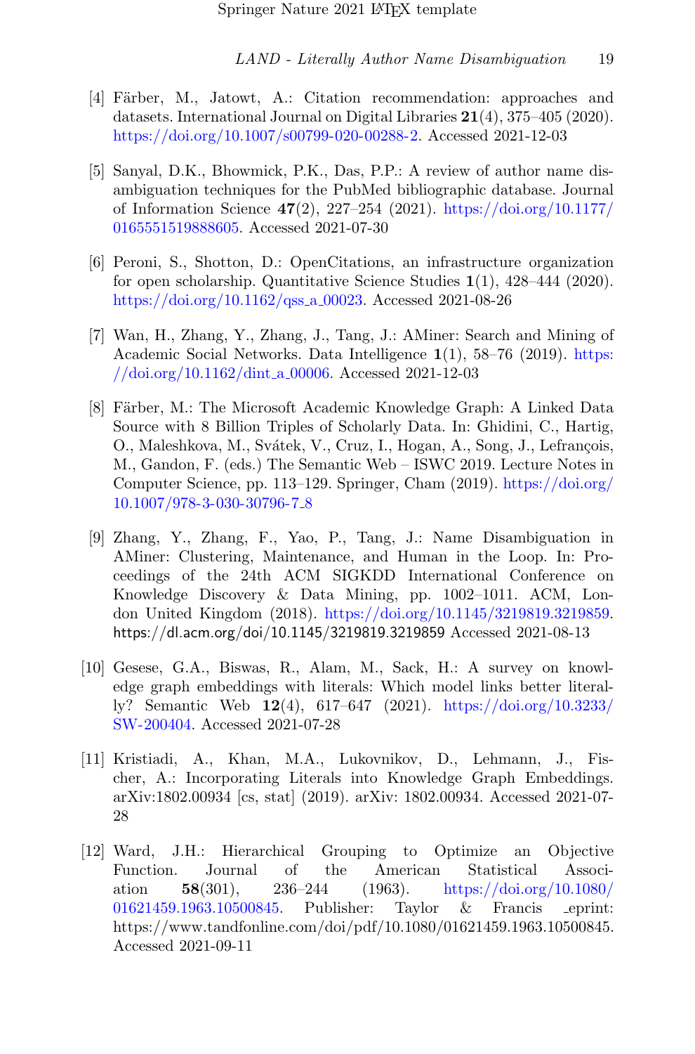[4] Färber, M., Jatowt, A.: Citation recommendation: approaches and datasets. International Journal on Digital Libraries **21**(4), 375–405 (2020). https://doi.org/10.1007/s00799-020-00288-2. Accessed 2021-12-03

[5] Sanyal, D.K., Bhowmick, P.K., Das, P.P.: A review of author name disambiguation techniques for the PubMed bibliographic database. Journal of Information Science **47**(2), 227–254 (2021). https://doi.org/10.1177/0165551519888605. Accessed 2021-07-30

[6] Peroni, S., Shotton, D.: OpenCitations, an infrastructure organization for open scholarship. Quantitative Science Studies **1**(1), 428–444 (2020). https://doi.org/10.1162/qss_a_00023. Accessed 2021-08-26

[7] Wan, H., Zhang, Y., Zhang, J., Tang, J.: AMiner: Search and Mining of Academic Social Networks. Data Intelligence **1**(1), 58–76 (2019). https://doi.org/10.1162/dint_a_00006. Accessed 2021-12-03

[8] Färber, M.: The Microsoft Academic Knowledge Graph: A Linked Data Source with 8 Billion Triples of Scholarly Data. In: Ghidini, C., Hartig, O., Maleshkova, M., Svátek, V., Cruz, I., Hogan, A., Song, J., Lefrançois, M., Gandon, F. (eds.) The Semantic Web – ISWC 2019. Lecture Notes in Computer Science, pp. 113–129. Springer, Cham (2019). https://doi.org/10.1007/978-3-030-30796-7_8

[9] Zhang, Y., Zhang, F., Yao, P., Tang, J.: Name Disambiguation in AMiner: Clustering, Maintenance, and Human in the Loop. In: Proceedings of the 24th ACM SIGKDD International Conference on Knowledge Discovery & Data Mining, pp. 1002–1011. ACM, London United Kingdom (2018). https://doi.org/10.1145/3219819.3219859. https://dl.acm.org/doi/10.1145/3219819.3219859 Accessed 2021-08-13

[10] Gesese, G.A., Biswas, R., Alam, M., Sack, H.: A survey on knowledge graph embeddings with literals: Which model links better literal-ly? Semantic Web **12**(4), 617–647 (2021). https://doi.org/10.3233/SW-200404. Accessed 2021-07-28

[11] Kristiadi, A., Khan, M.A., Lukovnikov, D., Lehmann, J., Fischer, A.: Incorporating Literals into Knowledge Graph Embeddings. arXiv:1802.00934 [cs, stat] (2019). arXiv: 1802.00934. Accessed 2021-07-28

[12] Ward, J.H.: Hierarchical Grouping to Optimize an Objective Function. Journal of the American Statistical Association **58**(301), 236–244 (1963). https://doi.org/10.1080/01621459.1963.10500845. Publisher: Taylor & Francis _eprint: https://www.tandfonline.com/doi/pdf/10.1080/01621459.1963.10500845. Accessed 2021-09-11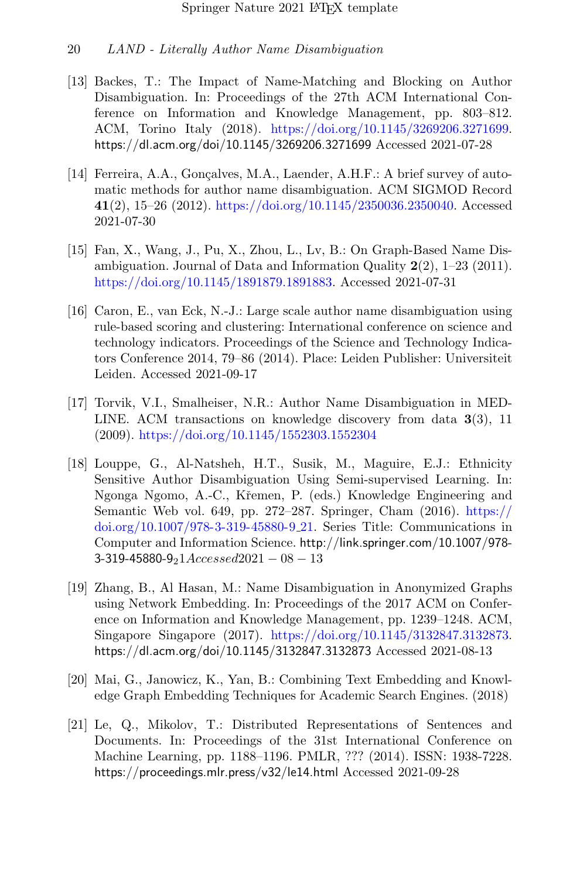[13] Backes, T.: The Impact of Name-Matching and Blocking on Author Disambiguation. In: Proceedings of the 27th ACM International Conference on Information and Knowledge Management, pp. 803–812. ACM, Torino Italy (2018). https://doi.org/10.1145/3269206.3271699. https://dl.acm.org/doi/10.1145/3269206.3271699 Accessed 2021-07-28

[14] Ferreira, A.A., Gonçalves, M.A., Laender, A.H.F.: A brief survey of automatic methods for author name disambiguation. ACM SIGMOD Record **41**(2), 15–26 (2012). https://doi.org/10.1145/2350036.2350040. Accessed 2021-07-30

[15] Fan, X., Wang, J., Pu, X., Zhou, L., Lv, B.: On Graph-Based Name Disambiguation. Journal of Data and Information Quality **2**(2), 1–23 (2011). https://doi.org/10.1145/1891879.1891883. Accessed 2021-07-31

[16] Caron, E., van Eck, N.-J.: Large scale author name disambiguation using rule-based scoring and clustering: International conference on science and technology indicators. Proceedings of the Science and Technology Indicators Conference 2014, 79–86 (2014). Place: Leiden Publisher: Universiteit Leiden. Accessed 2021-09-17

[17] Torvik, V.I., Smalheiser, N.R.: Author Name Disambiguation in MEDLINE. ACM transactions on knowledge discovery from data **3**(3), 11 (2009). https://doi.org/10.1145/1552303.1552304

[18] Louppe, G., Al-Natsheh, H.T., Susik, M., Maguire, E.J.: Ethnicity Sensitive Author Disambiguation Using Semi-supervised Learning. In: Ngonga Ngomo, A.-C., Křemen, P. (eds.) Knowledge Engineering and Semantic Web vol. 649, pp. 272–287. Springer, Cham (2016). https://doi.org/10.1007/978-3-319-45880-9_21. Series Title: Communications in Computer and Information Science. http://link.springer.com/10.1007/978-3-319-45880-9$_21 Accessed 2021-08-13$

[19] Zhang, B., Al Hasan, M.: Name Disambiguation in Anonymized Graphs using Network Embedding. In: Proceedings of the 2017 ACM on Conference on Information and Knowledge Management, pp. 1239–1248. ACM, Singapore Singapore (2017). https://doi.org/10.1145/3132847.3132873. https://dl.acm.org/doi/10.1145/3132847.3132873 Accessed 2021-08-13

[20] Mai, G., Janowicz, K., Yan, B.: Combining Text Embedding and Knowledge Graph Embedding Techniques for Academic Search Engines. (2018)

[21] Le, Q., Mikolov, T.: Distributed Representations of Sentences and Documents. In: Proceedings of the 31st International Conference on Machine Learning, pp. 1188–1196. PMLR, ??? (2014). ISSN: 1938-7228. https://proceedings.mlr.press/v32/le14.html Accessed 2021-09-28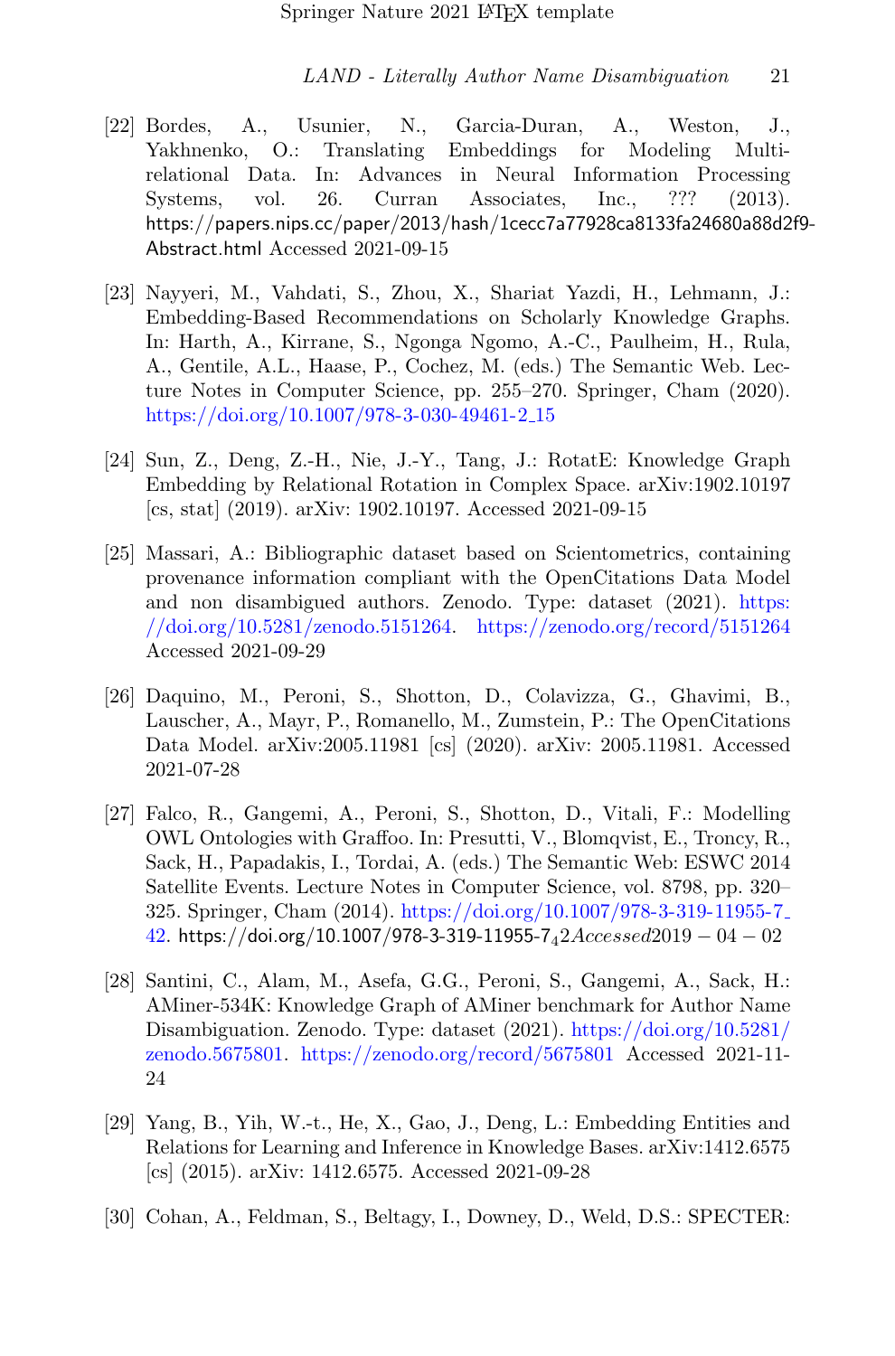[22] Bordes, A., Usunier, N., Garcia-Duran, A., Weston, J., Yakhnenko, O.: Translating Embeddings for Modeling Multi-relational Data. In: Advances in Neural Information Processing Systems, vol. 26. Curran Associates, Inc., ??? (2013). https://papers.nips.cc/paper/2013/hash/1cecc7a77928ca8133fa24680a88d2f9-Abstract.html Accessed 2021-09-15

[23] Nayyeri, M., Vahdati, S., Zhou, X., Shariat Yazdi, H., Lehmann, J.: Embedding-Based Recommendations on Scholarly Knowledge Graphs. In: Harth, A., Kirrane, S., Ngonga Ngomo, A.-C., Paulheim, H., Rula, A., Gentile, A.L., Haase, P., Cochez, M. (eds.) The Semantic Web. Lecture Notes in Computer Science, pp. 255–270. Springer, Cham (2020). https://doi.org/10.1007/978-3-030-49461-2_15

[24] Sun, Z., Deng, Z.-H., Nie, J.-Y., Tang, J.: RotatE: Knowledge Graph Embedding by Relational Rotation in Complex Space. arXiv:1902.10197 [cs, stat] (2019). arXiv: 1902.10197. Accessed 2021-09-15

[25] Massari, A.: Bibliographic dataset based on Scientometrics, containing provenance information compliant with the OpenCitations Data Model and non disambigued authors. Zenodo. Type: dataset (2021). https://doi.org/10.5281/zenodo.5151264. https://zenodo.org/record/5151264 Accessed 2021-09-29

[26] Daquino, M., Peroni, S., Shotton, D., Colavizza, G., Ghavimi, B., Lauscher, A., Mayr, P., Romanello, M., Zumstein, P.: The OpenCitations Data Model. arXiv:2005.11981 [cs] (2020). arXiv: 2005.11981. Accessed 2021-07-28

[27] Falco, R., Gangemi, A., Peroni, S., Shotton, D., Vitali, F.: Modelling OWL Ontologies with Graffoo. In: Presutti, V., Blomqvist, E., Troncy, R., Sack, H., Papadakis, I., Tordai, A. (eds.) The Semantic Web: ESWC 2014 Satellite Events. Lecture Notes in Computer Science, vol. 8798, pp. 320–325. Springer, Cham (2014). https://doi.org/10.1007/978-3-319-11955-7_42. https://doi.org/10.1007/978-3-319-11955-7_42Accessed2019-04-02

[28] Santini, C., Alam, M., Asefa, G.G., Peroni, S., Gangemi, A., Sack, H.: AMiner-534K: Knowledge Graph of AMiner benchmark for Author Name Disambiguation. Zenodo. Type: dataset (2021). https://doi.org/10.5281/zenodo.5675801. https://zenodo.org/record/5675801 Accessed 2021-11-24

[29] Yang, B., Yih, W.-t., He, X., Gao, J., Deng, L.: Embedding Entities and Relations for Learning and Inference in Knowledge Bases. arXiv:1412.6575 [cs] (2015). arXiv: 1412.6575. Accessed 2021-09-28

[30] Cohan, A., Feldman, S., Beltagy, I., Downey, D., Weld, D.S.: SPECTER: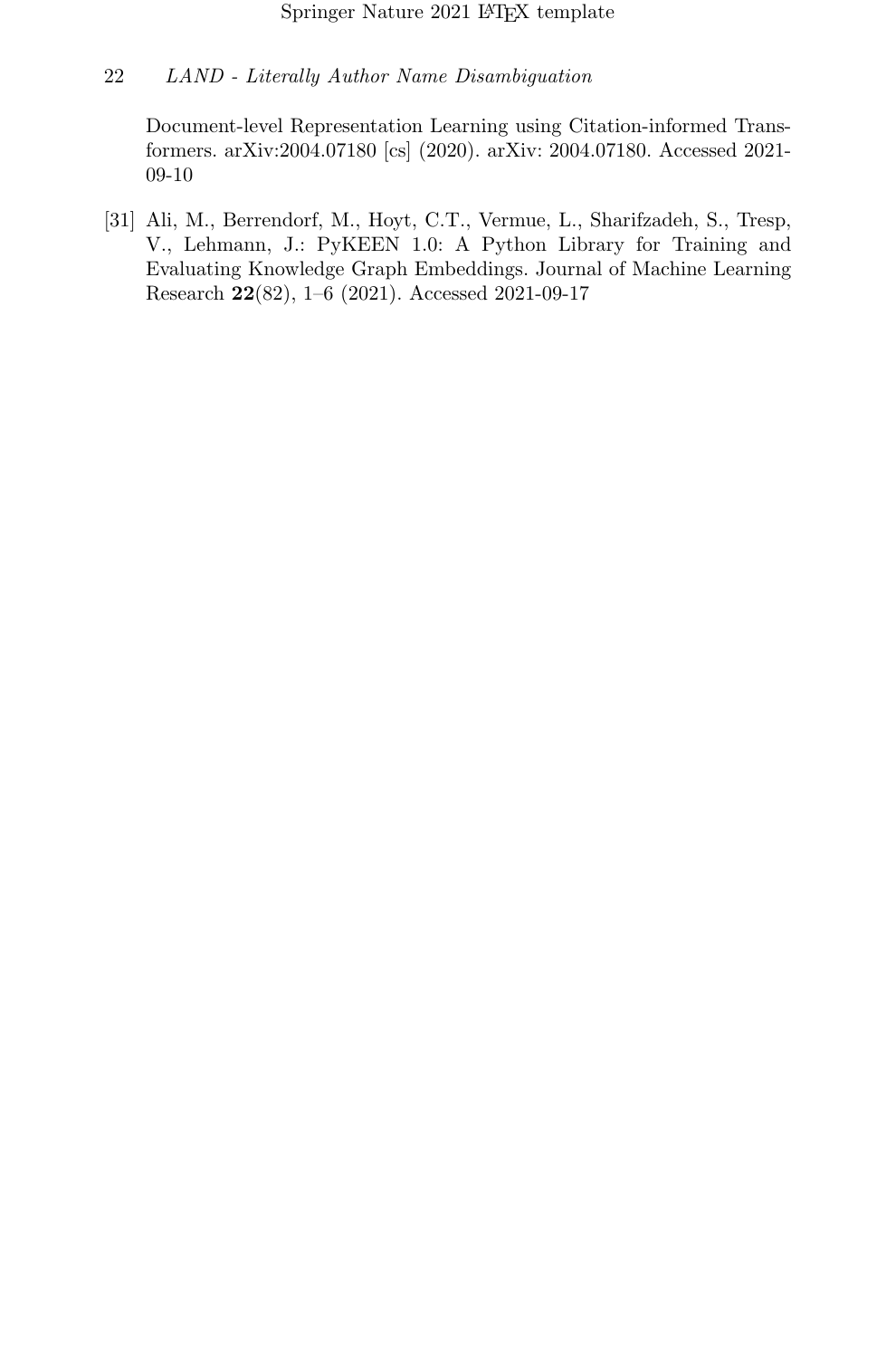Document-level Representation Learning using Citation-informed Transformers. arXiv:2004.07180 [cs] (2020). arXiv: 2004.07180. Accessed 2021-09-10

[31] Ali, M., Berrendorf, M., Hoyt, C.T., Vermue, L., Sharifzadeh, S., Tresp, V., Lehmann, J.: PyKEEN 1.0: A Python Library for Training and Evaluating Knowledge Graph Embeddings. Journal of Machine Learning Research **22**(82), 1–6 (2021). Accessed 2021-09-17